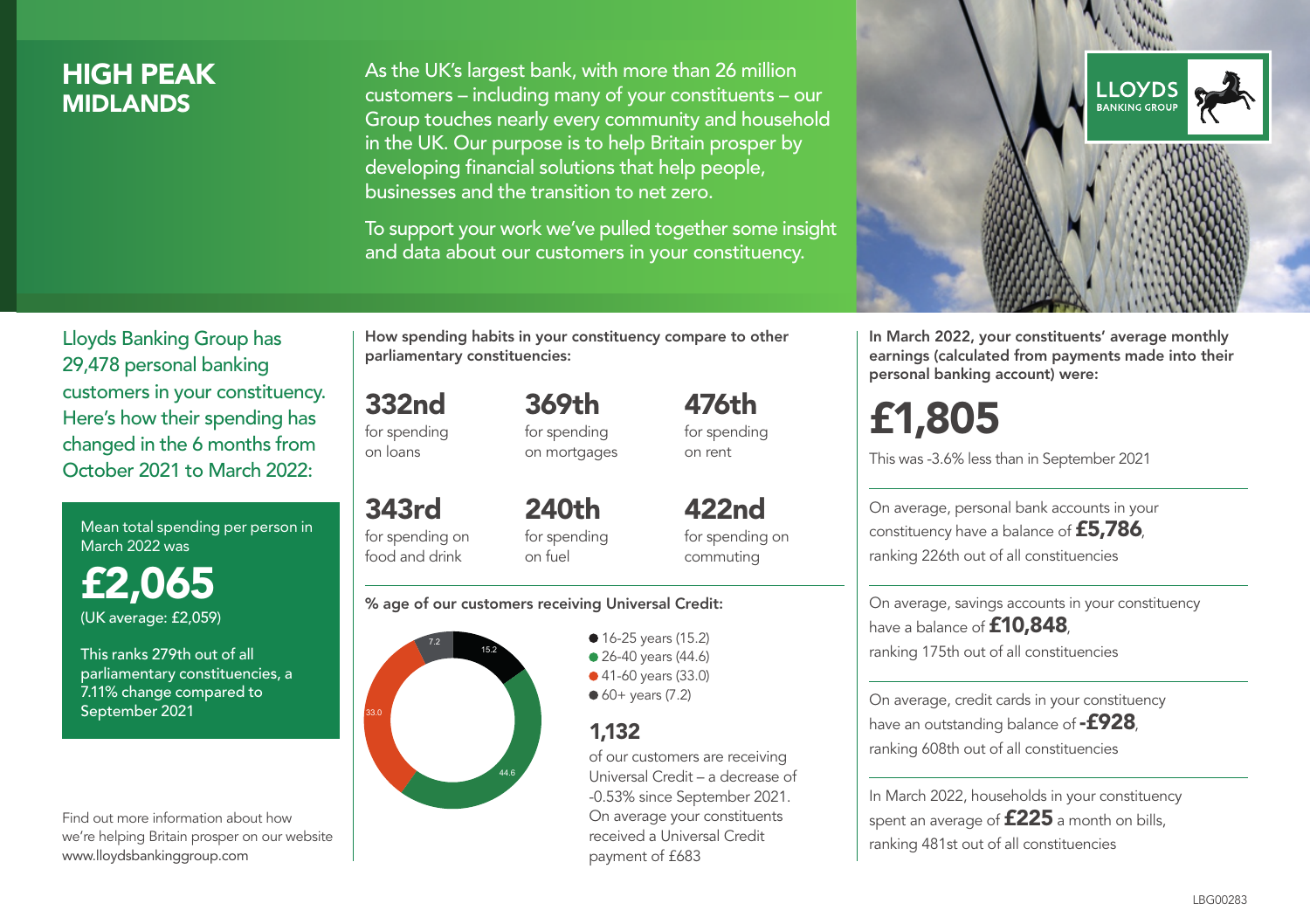# HIGH PEAK
## MIDLANDS

As the UK's largest bank, with more than 26 million customers – including many of your constituents – our Group touches nearly every community and household in the UK. Our purpose is to help Britain prosper by developing financial solutions that help people, businesses and the transition to net zero.

To support your work we've pulled together some insight and data about our customers in your constituency.

Lloyds Banking Group has 29,478 personal banking customers in your constituency. Here's how their spending has changed in the 6 months from October 2021 to March 2022:

Mean total spending per person in March 2022 was

**£2,065**
(UK average: £2,059)

This ranks 279th out of all parliamentary constituencies, a 7.11% change compared to September 2021

Find out more information about how we're helping Britain prosper on our website www.lloydsbankinggroup.com

How spending habits in your constituency compare to other parliamentary constituencies:

**332nd** for spending on loans

**369th** for spending on mortgages

**476th** for spending on rent

**343rd** for spending on food and drink

**240th** for spending on fuel

**422nd** for spending on commuting

% age of our customers receiving Universal Credit:

- 16-25 years (15.2)
- 26-40 years (44.6)
- 41-60 years (33.0)
- 60+ years (7.2)

**1,132** of our customers are receiving Universal Credit – a decrease of -0.53% since September 2021. On average your constituents received a Universal Credit payment of £683

In March 2022, your constituents' average monthly earnings (calculated from payments made into their personal banking account) were:

**£1,805**

This was -3.6% less than in September 2021

On average, personal bank accounts in your constituency have a balance of **£5,786**, ranking 226th out of all constituencies

On average, savings accounts in your constituency have a balance of **£10,848**, ranking 175th out of all constituencies

On average, credit cards in your constituency have an outstanding balance of **-£928**, ranking 608th out of all constituencies

In March 2022, households in your constituency spent an average of **£225** a month on bills, ranking 481st out of all constituencies

LBG00283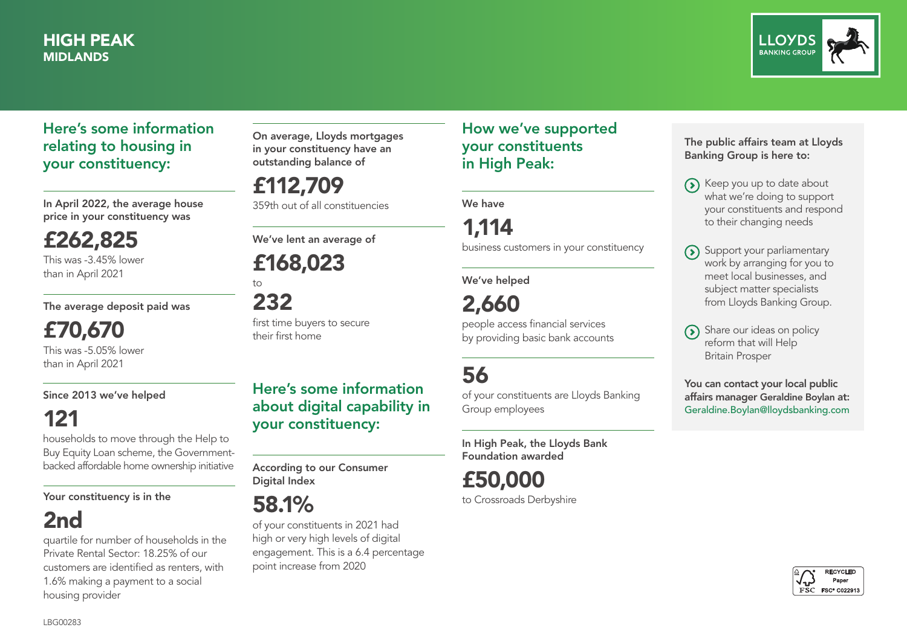# HIGH PEAK
## MIDLANDS

LLOYDS BANKING GROUP

## Here's some information relating to housing in your constituency:

In April 2022, the average house price in your constituency was

**£262,825**

This was -3.45% lower than in April 2021

The average deposit paid was

**£70,670**

This was -5.05% lower than in April 2021

Since 2013 we've helped

**121**

households to move through the Help to Buy Equity Loan scheme, the Government-backed affordable home ownership initiative

Your constituency is in the

**2nd**

quartile for number of households in the Private Rental Sector: 18.25% of our customers are identified as renters, with 1.6% making a payment to a social housing provider

On average, Lloyds mortgages in your constituency have an outstanding balance of

**£112,709**

359th out of all constituencies

We've lent an average of

**£168,023**

to

**232**

first time buyers to secure their first home

## Here's some information about digital capability in your constituency:

According to our Consumer Digital Index

**58.1%**

of your constituents in 2021 had high or very high levels of digital engagement. This is a 6.4 percentage point increase from 2020

## How we've supported your constituents in High Peak:

We have

**1,114**

business customers in your constituency

We've helped

**2,660**

people access financial services by providing basic bank accounts

**56**

of your constituents are Lloyds Banking Group employees

In High Peak, the Lloyds Bank Foundation awarded

**£50,000**

to Crossroads Derbyshire

The public affairs team at Lloyds Banking Group is here to:

- Keep you up to date about what we're doing to support your constituents and respond to their changing needs
- Support your parliamentary work by arranging for you to meet local businesses, and subject matter specialists from Lloyds Banking Group.
- Share our ideas on policy reform that will Help Britain Prosper

You can contact your local public affairs manager Geraldine Boylan at: Geraldine.Boylan@lloydsbanking.com

RECYCLED Paper FSC FSC® C022913

LBG00283